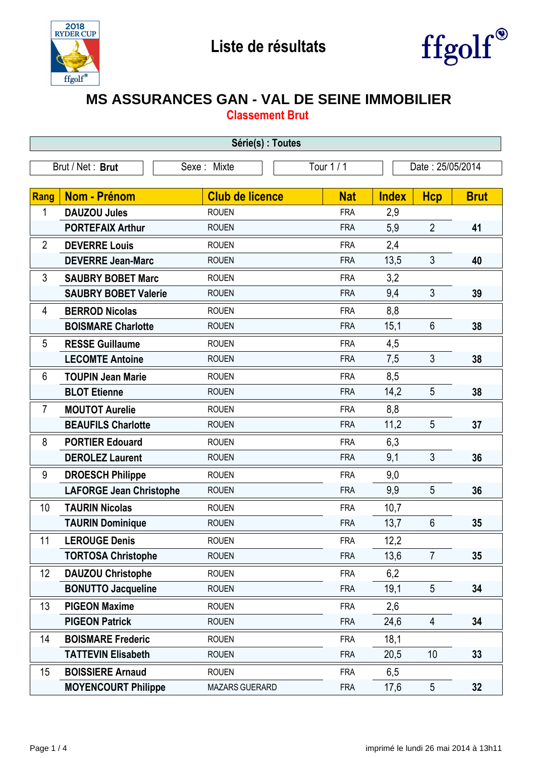# Liste de résultats

## MS ASSURANCES GAN - VAL DE SEINE IMMOBILIER

### Classement Brut

**Série(s) : Toutes**

| Brut / Net : **Brut** | Sexe : Mixte | Tour 1 / 1 | Date : 25/05/2014 |
|---|---|---|---|

| Rang | Nom - Prénom | Club de licence | Nat | Index | Hcp | Brut |
|---|---|---|---|---|---|---|
| 1 | **DAUZOU Jules** | ROUEN | FRA | 2,9 | | |
| | **PORTEFAIX Arthur** | ROUEN | FRA | 5,9 | 2 | **41** |
| 2 | **DEVERRE Louis** | ROUEN | FRA | 2,4 | | |
| | **DEVERRE Jean-Marc** | ROUEN | FRA | 13,5 | 3 | **40** |
| 3 | **SAUBRY BOBET Marc** | ROUEN | FRA | 3,2 | | |
| | **SAUBRY BOBET Valerie** | ROUEN | FRA | 9,4 | 3 | **39** |
| 4 | **BERROD Nicolas** | ROUEN | FRA | 8,8 | | |
| | **BOISMARE Charlotte** | ROUEN | FRA | 15,1 | 6 | **38** |
| 5 | **RESSE Guillaume** | ROUEN | FRA | 4,5 | | |
| | **LECOMTE Antoine** | ROUEN | FRA | 7,5 | 3 | **38** |
| 6 | **TOUPIN Jean Marie** | ROUEN | FRA | 8,5 | | |
| | **BLOT Etienne** | ROUEN | FRA | 14,2 | 5 | **38** |
| 7 | **MOUTOT Aurelie** | ROUEN | FRA | 8,8 | | |
| | **BEAUFILS Charlotte** | ROUEN | FRA | 11,2 | 5 | **37** |
| 8 | **PORTIER Edouard** | ROUEN | FRA | 6,3 | | |
| | **DEROLEZ Laurent** | ROUEN | FRA | 9,1 | 3 | **36** |
| 9 | **DROESCH Philippe** | ROUEN | FRA | 9,0 | | |
| | **LAFORGE Jean Christophe** | ROUEN | FRA | 9,9 | 5 | **36** |
| 10 | **TAURIN Nicolas** | ROUEN | FRA | 10,7 | | |
| | **TAURIN Dominique** | ROUEN | FRA | 13,7 | 6 | **35** |
| 11 | **LEROUGE Denis** | ROUEN | FRA | 12,2 | | |
| | **TORTOSA Christophe** | ROUEN | FRA | 13,6 | 7 | **35** |
| 12 | **DAUZOU Christophe** | ROUEN | FRA | 6,2 | | |
| | **BONUTTO Jacqueline** | ROUEN | FRA | 19,1 | 5 | **34** |
| 13 | **PIGEON Maxime** | ROUEN | FRA | 2,6 | | |
| | **PIGEON Patrick** | ROUEN | FRA | 24,6 | 4 | **34** |
| 14 | **BOISMARE Frederic** | ROUEN | FRA | 18,1 | | |
| | **TATTEVIN Elisabeth** | ROUEN | FRA | 20,5 | 10 | **33** |
| 15 | **BOISSIERE Arnaud** | ROUEN | FRA | 6,5 | | |
| | **MOYENCOURT Philippe** | MAZARS GUERARD | FRA | 17,6 | 5 | **32** |

imprimé le lundi 26 mai 2014 à 13h11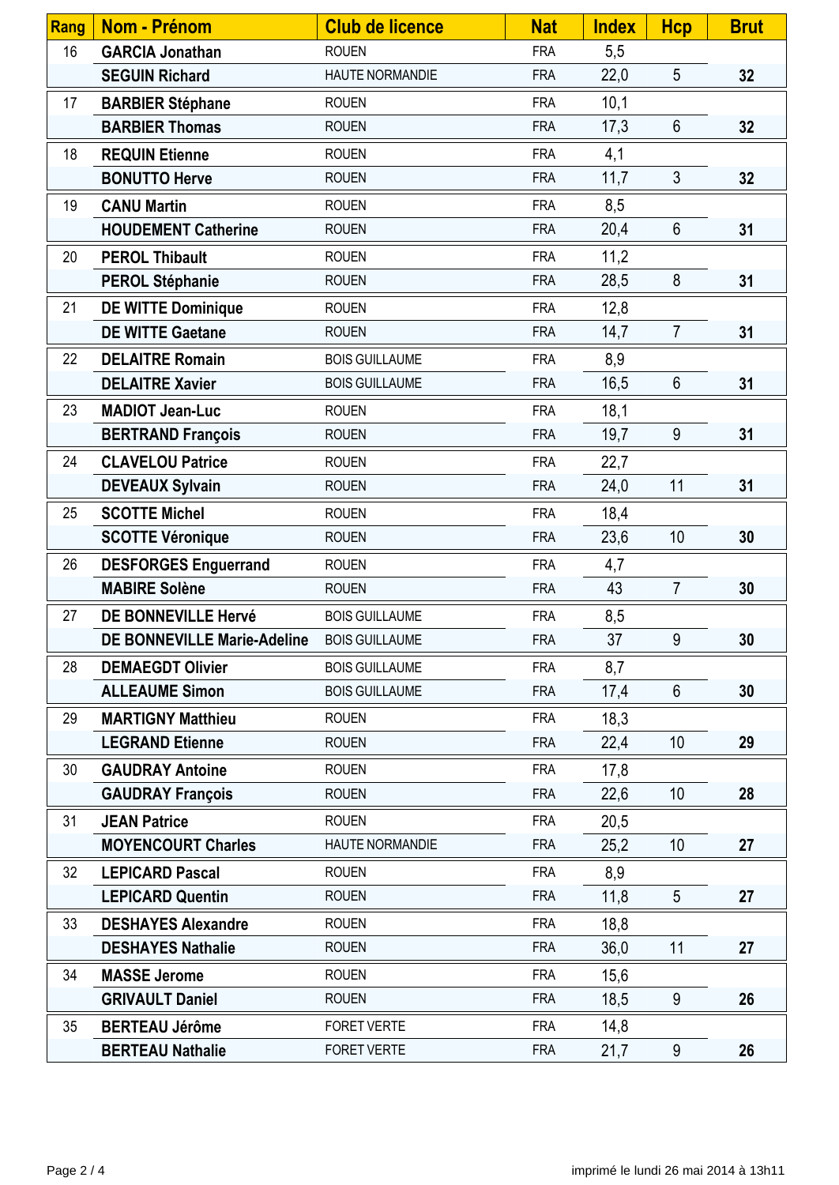| Rang | Nom - Prénom | Club de licence | Nat | Index | Hcp | Brut |
|---|---|---|---|---|---|---|
| 16 | **GARCIA Jonathan** | ROUEN | FRA | 5,5 | | |
| | **SEGUIN Richard** | HAUTE NORMANDIE | FRA | 22,0 | 5 | **32** |
| 17 | **BARBIER Stéphane** | ROUEN | FRA | 10,1 | | |
| | **BARBIER Thomas** | ROUEN | FRA | 17,3 | 6 | **32** |
| 18 | **REQUIN Etienne** | ROUEN | FRA | 4,1 | | |
| | **BONUTTO Herve** | ROUEN | FRA | 11,7 | 3 | **32** |
| 19 | **CANU Martin** | ROUEN | FRA | 8,5 | | |
| | **HOUDEMENT Catherine** | ROUEN | FRA | 20,4 | 6 | **31** |
| 20 | **PEROL Thibault** | ROUEN | FRA | 11,2 | | |
| | **PEROL Stéphanie** | ROUEN | FRA | 28,5 | 8 | **31** |
| 21 | **DE WITTE Dominique** | ROUEN | FRA | 12,8 | | |
| | **DE WITTE Gaetane** | ROUEN | FRA | 14,7 | 7 | **31** |
| 22 | **DELAITRE Romain** | BOIS GUILLAUME | FRA | 8,9 | | |
| | **DELAITRE Xavier** | BOIS GUILLAUME | FRA | 16,5 | 6 | **31** |
| 23 | **MADIOT Jean-Luc** | ROUEN | FRA | 18,1 | | |
| | **BERTRAND François** | ROUEN | FRA | 19,7 | 9 | **31** |
| 24 | **CLAVELOU Patrice** | ROUEN | FRA | 22,7 | | |
| | **DEVEAUX Sylvain** | ROUEN | FRA | 24,0 | 11 | **31** |
| 25 | **SCOTTE Michel** | ROUEN | FRA | 18,4 | | |
| | **SCOTTE Véronique** | ROUEN | FRA | 23,6 | 10 | **30** |
| 26 | **DESFORGES Enguerrand** | ROUEN | FRA | 4,7 | | |
| | **MABIRE Solène** | ROUEN | FRA | 43 | 7 | **30** |
| 27 | **DE BONNEVILLE Hervé** | BOIS GUILLAUME | FRA | 8,5 | | |
| | **DE BONNEVILLE Marie-Adeline** | BOIS GUILLAUME | FRA | 37 | 9 | **30** |
| 28 | **DEMAEGDT Olivier** | BOIS GUILLAUME | FRA | 8,7 | | |
| | **ALLEAUME Simon** | BOIS GUILLAUME | FRA | 17,4 | 6 | **30** |
| 29 | **MARTIGNY Matthieu** | ROUEN | FRA | 18,3 | | |
| | **LEGRAND Etienne** | ROUEN | FRA | 22,4 | 10 | **29** |
| 30 | **GAUDRAY Antoine** | ROUEN | FRA | 17,8 | | |
| | **GAUDRAY François** | ROUEN | FRA | 22,6 | 10 | **28** |
| 31 | **JEAN Patrice** | ROUEN | FRA | 20,5 | | |
| | **MOYENCOURT Charles** | HAUTE NORMANDIE | FRA | 25,2 | 10 | **27** |
| 32 | **LEPICARD Pascal** | ROUEN | FRA | 8,9 | | |
| | **LEPICARD Quentin** | ROUEN | FRA | 11,8 | 5 | **27** |
| 33 | **DESHAYES Alexandre** | ROUEN | FRA | 18,8 | | |
| | **DESHAYES Nathalie** | ROUEN | FRA | 36,0 | 11 | **27** |
| 34 | **MASSE Jerome** | ROUEN | FRA | 15,6 | | |
| | **GRIVAULT Daniel** | ROUEN | FRA | 18,5 | 9 | **26** |
| 35 | **BERTEAU Jérôme** | FORET VERTE | FRA | 14,8 | | |
| | **BERTEAU Nathalie** | FORET VERTE | FRA | 21,7 | 9 | **26** |

imprimé le lundi 26 mai 2014 à 13h11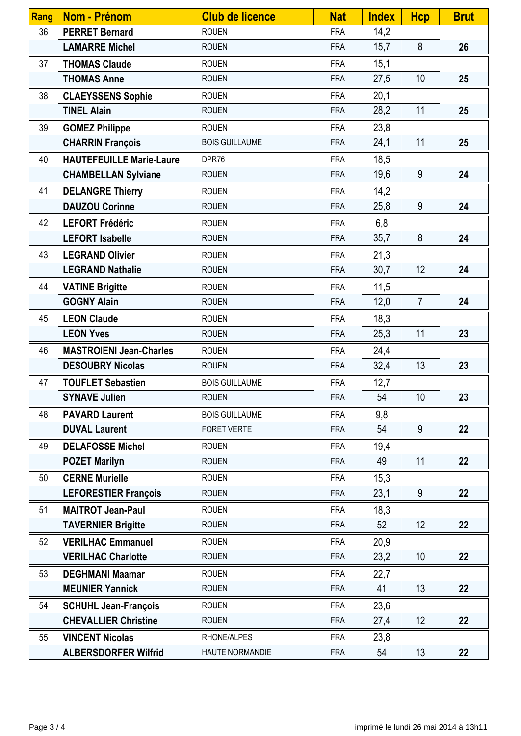| Rang | Nom - Prénom | Club de licence | Nat | Index | Hcp | Brut |
|---|---|---|---|---|---|---|
| 36 | **PERRET Bernard** | ROUEN | FRA | 14,2 | | |
| | **LAMARRE Michel** | ROUEN | FRA | 15,7 | 8 | **26** |
| 37 | **THOMAS Claude** | ROUEN | FRA | 15,1 | | |
| | **THOMAS Anne** | ROUEN | FRA | 27,5 | 10 | **25** |
| 38 | **CLAEYSSENS Sophie** | ROUEN | FRA | 20,1 | | |
| | **TINEL Alain** | ROUEN | FRA | 28,2 | 11 | **25** |
| 39 | **GOMEZ Philippe** | ROUEN | FRA | 23,8 | | |
| | **CHARRIN François** | BOIS GUILLAUME | FRA | 24,1 | 11 | **25** |
| 40 | **HAUTEFEUILLE Marie-Laure** | DPR76 | FRA | 18,5 | | |
| | **CHAMBELLAN Sylviane** | ROUEN | FRA | 19,6 | 9 | **24** |
| 41 | **DELANGRE Thierry** | ROUEN | FRA | 14,2 | | |
| | **DAUZOU Corinne** | ROUEN | FRA | 25,8 | 9 | **24** |
| 42 | **LEFORT Frédéric** | ROUEN | FRA | 6,8 | | |
| | **LEFORT Isabelle** | ROUEN | FRA | 35,7 | 8 | **24** |
| 43 | **LEGRAND Olivier** | ROUEN | FRA | 21,3 | | |
| | **LEGRAND Nathalie** | ROUEN | FRA | 30,7 | 12 | **24** |
| 44 | **VATINE Brigitte** | ROUEN | FRA | 11,5 | | |
| | **GOGNY Alain** | ROUEN | FRA | 12,0 | 7 | **24** |
| 45 | **LEON Claude** | ROUEN | FRA | 18,3 | | |
| | **LEON Yves** | ROUEN | FRA | 25,3 | 11 | **23** |
| 46 | **MASTROIENI Jean-Charles** | ROUEN | FRA | 24,4 | | |
| | **DESOUBRY Nicolas** | ROUEN | FRA | 32,4 | 13 | **23** |
| 47 | **TOUFLET Sebastien** | BOIS GUILLAUME | FRA | 12,7 | | |
| | **SYNAVE Julien** | ROUEN | FRA | 54 | 10 | **23** |
| 48 | **PAVARD Laurent** | BOIS GUILLAUME | FRA | 9,8 | | |
| | **DUVAL Laurent** | FORET VERTE | FRA | 54 | 9 | **22** |
| 49 | **DELAFOSSE Michel** | ROUEN | FRA | 19,4 | | |
| | **POZET Marilyn** | ROUEN | FRA | 49 | 11 | **22** |
| 50 | **CERNE Murielle** | ROUEN | FRA | 15,3 | | |
| | **LEFORESTIER François** | ROUEN | FRA | 23,1 | 9 | **22** |
| 51 | **MAITROT Jean-Paul** | ROUEN | FRA | 18,3 | | |
| | **TAVERNIER Brigitte** | ROUEN | FRA | 52 | 12 | **22** |
| 52 | **VERILHAC Emmanuel** | ROUEN | FRA | 20,9 | | |
| | **VERILHAC Charlotte** | ROUEN | FRA | 23,2 | 10 | **22** |
| 53 | **DEGHMANI Maamar** | ROUEN | FRA | 22,7 | | |
| | **MEUNIER Yannick** | ROUEN | FRA | 41 | 13 | **22** |
| 54 | **SCHUHL Jean-François** | ROUEN | FRA | 23,6 | | |
| | **CHEVALLIER Christine** | ROUEN | FRA | 27,4 | 12 | **22** |
| 55 | **VINCENT Nicolas** | RHONE/ALPES | FRA | 23,8 | | |
| | **ALBERSDORFER Wilfrid** | HAUTE NORMANDIE | FRA | 54 | 13 | **22** |

imprimé le lundi 26 mai 2014 à 13h11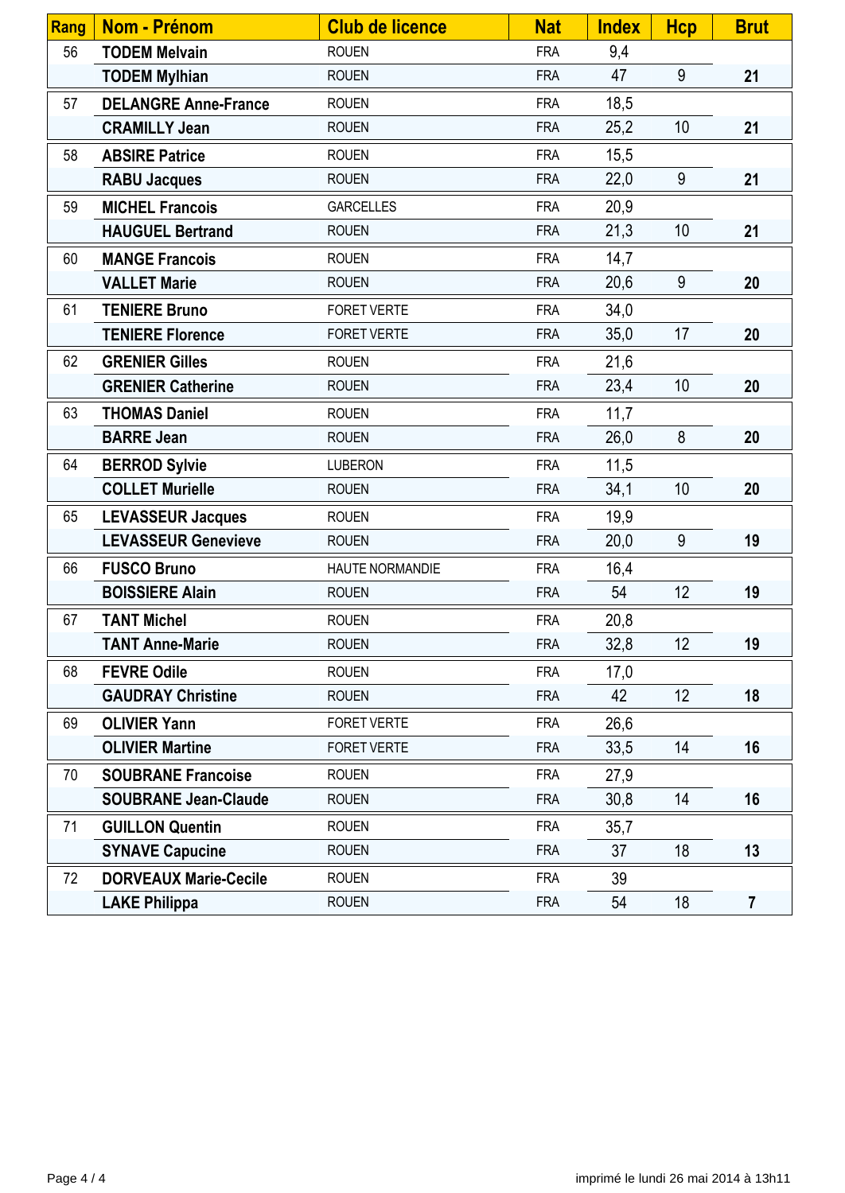| Rang | Nom - Prénom | Club de licence | Nat | Index | Hcp | Brut |
|---|---|---|---|---|---|---|
| 56 | **TODEM Melvain** | ROUEN | FRA | 9,4 | | |
| | **TODEM Mylhian** | ROUEN | FRA | 47 | 9 | **21** |
| 57 | **DELANGRE Anne-France** | ROUEN | FRA | 18,5 | | |
| | **CRAMILLY Jean** | ROUEN | FRA | 25,2 | 10 | **21** |
| 58 | **ABSIRE Patrice** | ROUEN | FRA | 15,5 | | |
| | **RABU Jacques** | ROUEN | FRA | 22,0 | 9 | **21** |
| 59 | **MICHEL Francois** | GARCELLES | FRA | 20,9 | | |
| | **HAUGUEL Bertrand** | ROUEN | FRA | 21,3 | 10 | **21** |
| 60 | **MANGE Francois** | ROUEN | FRA | 14,7 | | |
| | **VALLET Marie** | ROUEN | FRA | 20,6 | 9 | **20** |
| 61 | **TENIERE Bruno** | FORET VERTE | FRA | 34,0 | | |
| | **TENIERE Florence** | FORET VERTE | FRA | 35,0 | 17 | **20** |
| 62 | **GRENIER Gilles** | ROUEN | FRA | 21,6 | | |
| | **GRENIER Catherine** | ROUEN | FRA | 23,4 | 10 | **20** |
| 63 | **THOMAS Daniel** | ROUEN | FRA | 11,7 | | |
| | **BARRE Jean** | ROUEN | FRA | 26,0 | 8 | **20** |
| 64 | **BERROD Sylvie** | LUBERON | FRA | 11,5 | | |
| | **COLLET Murielle** | ROUEN | FRA | 34,1 | 10 | **20** |
| 65 | **LEVASSEUR Jacques** | ROUEN | FRA | 19,9 | | |
| | **LEVASSEUR Genevieve** | ROUEN | FRA | 20,0 | 9 | **19** |
| 66 | **FUSCO Bruno** | HAUTE NORMANDIE | FRA | 16,4 | | |
| | **BOISSIERE Alain** | ROUEN | FRA | 54 | 12 | **19** |
| 67 | **TANT Michel** | ROUEN | FRA | 20,8 | | |
| | **TANT Anne-Marie** | ROUEN | FRA | 32,8 | 12 | **19** |
| 68 | **FEVRE Odile** | ROUEN | FRA | 17,0 | | |
| | **GAUDRAY Christine** | ROUEN | FRA | 42 | 12 | **18** |
| 69 | **OLIVIER Yann** | FORET VERTE | FRA | 26,6 | | |
| | **OLIVIER Martine** | FORET VERTE | FRA | 33,5 | 14 | **16** |
| 70 | **SOUBRANE Francoise** | ROUEN | FRA | 27,9 | | |
| | **SOUBRANE Jean-Claude** | ROUEN | FRA | 30,8 | 14 | **16** |
| 71 | **GUILLON Quentin** | ROUEN | FRA | 35,7 | | |
| | **SYNAVE Capucine** | ROUEN | FRA | 37 | 18 | **13** |
| 72 | **DORVEAUX Marie-Cecile** | ROUEN | FRA | 39 | | |
| | **LAKE Philippa** | ROUEN | FRA | 54 | 18 | **7** |

imprimé le lundi 26 mai 2014 à 13h11